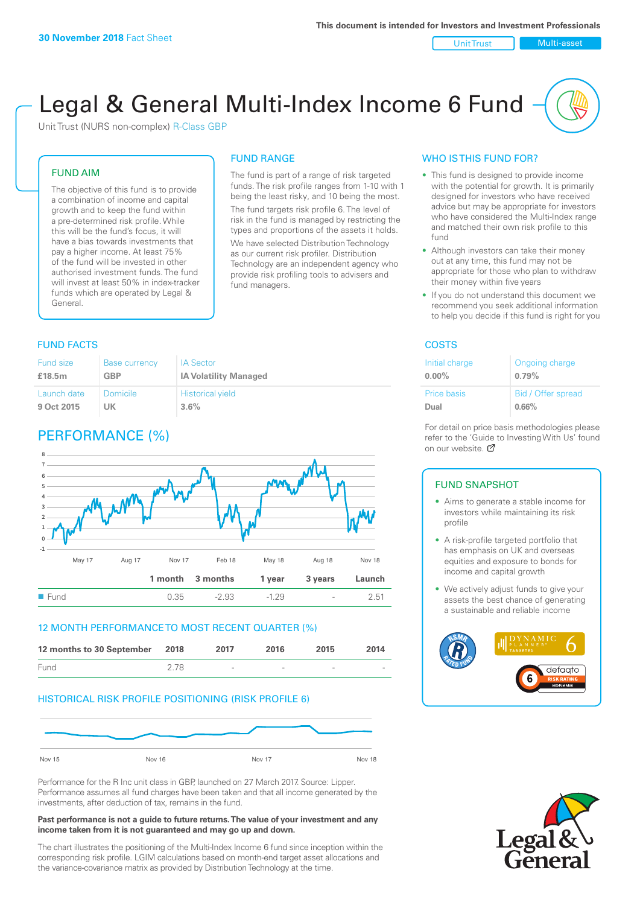**30 November 2018** Fact Sheet

This document is intended for Investors and Investment Professionals

Unit Trust | Multi-asset

# Legal & General Multi-Index Income 6 Fund

Unit Trust (NURS non-complex) R-Class GBP

## FUND AIM

The objective of this fund is to provide a combination of income and capital growth and to keep the fund within a pre-determined risk profile. While this will be the fund's focus, it will have a bias towards investments that pay a higher income. At least 75% of the fund will be invested in other authorised investment funds. The fund will invest at least 50% in index-tracker funds which are operated by Legal & General.

## FUND RANGE

The fund is part of a range of risk targeted funds. The risk profile ranges from 1-10 with 1 being the least risky, and 10 being the most.

The fund targets risk profile 6. The level of risk in the fund is managed by restricting the types and proportions of the assets it holds.

We have selected Distribution Technology as our current risk profiler. Distribution Technology are an independent agency who provide risk profiling tools to advisers and fund managers.

## WHO IS THIS FUND FOR?

- This fund is designed to provide income with the potential for growth. It is primarily designed for investors who have received advice but may be appropriate for investors who have considered the Multi-Index range and matched their own risk profile to this fund
- Although investors can take their money out at any time, this fund may not be appropriate for those who plan to withdraw their money within five years
- If you do not understand this document we recommend you seek additional information to help you decide if this fund is right for you

## FUND FACTS

| Fund size | Base currency | IA Sector |
|---|---|---|
| **£18.5m** | **GBP** | **IA Volatility Managed** |
| **Launch date** | **Domicile** | **Historical yield** |
| **9 Oct 2015** | **UK** | **3.6%** |

## COSTS

| Initial charge | Ongoing charge |
|---|---|
| **0.00%** | **0.79%** |
| **Price basis** | **Bid / Offer spread** |
| **Dual** | **0.66%** |

For detail on price basis methodologies please refer to the 'Guide to Investing With Us' found on our website.

## PERFORMANCE (%)

| | 1 month | 3 months | 1 year | 3 years | Launch |
|---|---|---|---|---|---|
| Fund | 0.35 | -2.93 | -1.29 | - | 2.51 |

## 12 MONTH PERFORMANCE TO MOST RECENT QUARTER (%)

| 12 months to 30 September | 2018 | 2017 | 2016 | 2015 | 2014 |
|---|---|---|---|---|---|
| Fund | 2.78 | - | - | - | - |

## HISTORICAL RISK PROFILE POSITIONING (RISK PROFILE 6)

Performance for the R Inc unit class in GBP, launched on 27 March 2017. Source: Lipper. Performance assumes all fund charges have been taken and that all income generated by the investments, after deduction of tax, remains in the fund.

**Past performance is not a guide to future returns. The value of your investment and any income taken from it is not guaranteed and may go up and down.**

The chart illustrates the positioning of the Multi-Index Income 6 fund since inception within the corresponding risk profile. LGIM calculations based on month-end target asset allocations and the variance-covariance matrix as provided by Distribution Technology at the time.

## FUND SNAPSHOT

- Aims to generate a stable income for investors while maintaining its risk profile
- A risk-profile targeted portfolio that has emphasis on UK and overseas equities and exposure to bonds for income and capital growth
- We actively adjust funds to give your assets the best chance of generating a sustainable and reliable income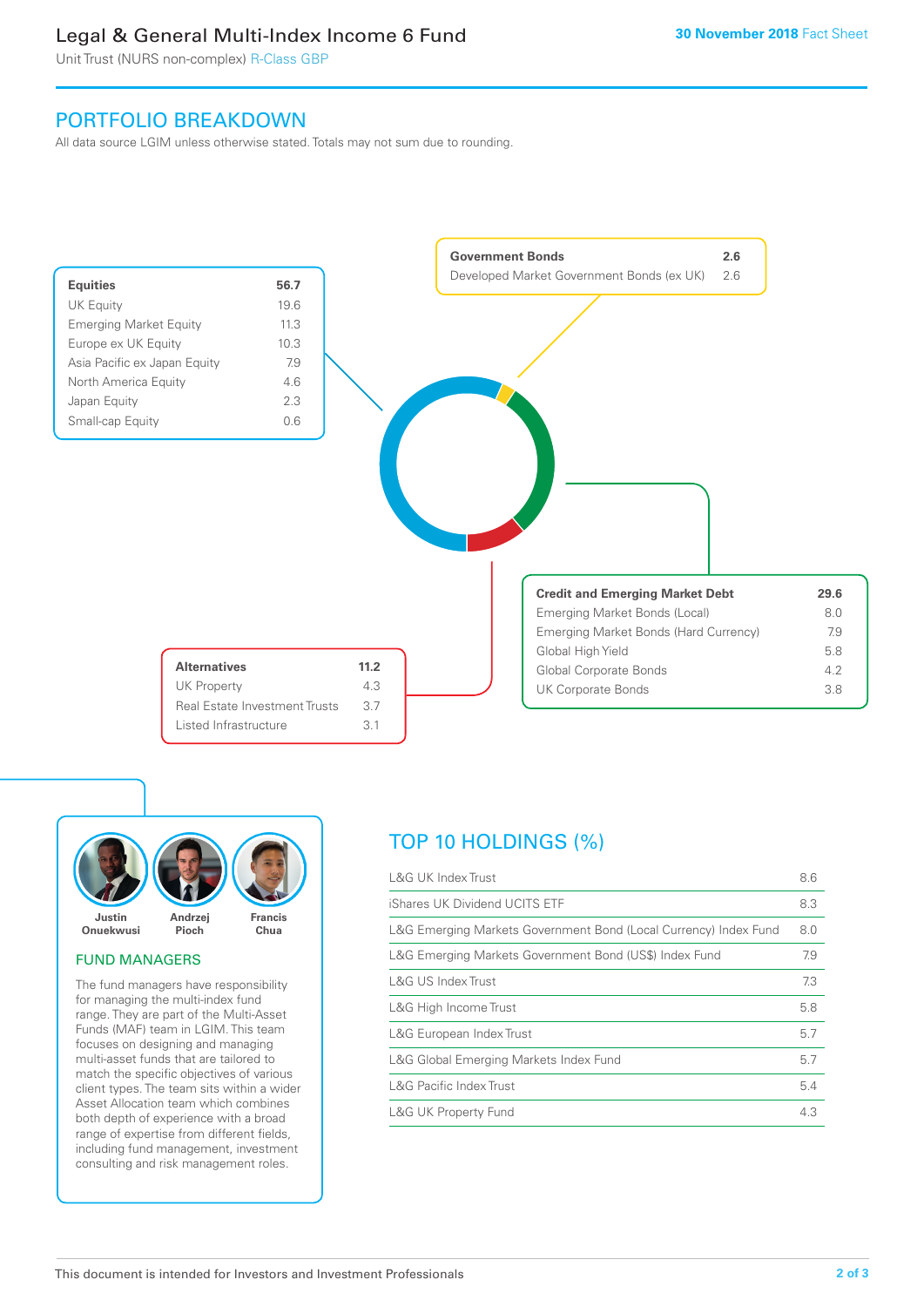# Legal & General Multi-Index Income 6 Fund

Unit Trust (NURS non-complex) R-Class GBP

30 November 2018 Fact Sheet

## PORTFOLIO BREAKDOWN

All data source LGIM unless otherwise stated. Totals may not sum due to rounding.

| Equities | 56.7 |
|---|---|
| UK Equity | 19.6 |
| Emerging Market Equity | 11.3 |
| Europe ex UK Equity | 10.3 |
| Asia Pacific ex Japan Equity | 7.9 |
| North America Equity | 4.6 |
| Japan Equity | 2.3 |
| Small-cap Equity | 0.6 |

| Government Bonds | 2.6 |
|---|---|
| Developed Market Government Bonds (ex UK) | 2.6 |

| Credit and Emerging Market Debt | 29.6 |
|---|---|
| Emerging Market Bonds (Local) | 8.0 |
| Emerging Market Bonds (Hard Currency) | 7.9 |
| Global High Yield | 5.8 |
| Global Corporate Bonds | 4.2 |
| UK Corporate Bonds | 3.8 |

| Alternatives | 11.2 |
|---|---|
| UK Property | 4.3 |
| Real Estate Investment Trusts | 3.7 |
| Listed Infrastructure | 3.1 |

## FUND MANAGERS

Justin Onuekwusi, Andrzej Pioch, Francis Chua

The fund managers have responsibility for managing the multi-index fund range. They are part of the Multi-Asset Funds (MAF) team in LGIM. This team focuses on designing and managing multi-asset funds that are tailored to match the specific objectives of various client types. The team sits within a wider Asset Allocation team which combines both depth of experience with a broad range of expertise from different fields, including fund management, investment consulting and risk management roles.

## TOP 10 HOLDINGS (%)

| Holding | % |
|---|---|
| L&G UK Index Trust | 8.6 |
| iShares UK Dividend UCITS ETF | 8.3 |
| L&G Emerging Markets Government Bond (Local Currency) Index Fund | 8.0 |
| L&G Emerging Markets Government Bond (US$) Index Fund | 7.9 |
| L&G US Index Trust | 7.3 |
| L&G High Income Trust | 5.8 |
| L&G European Index Trust | 5.7 |
| L&G Global Emerging Markets Index Fund | 5.7 |
| L&G Pacific Index Trust | 5.4 |
| L&G UK Property Fund | 4.3 |

This document is intended for Investors and Investment Professionals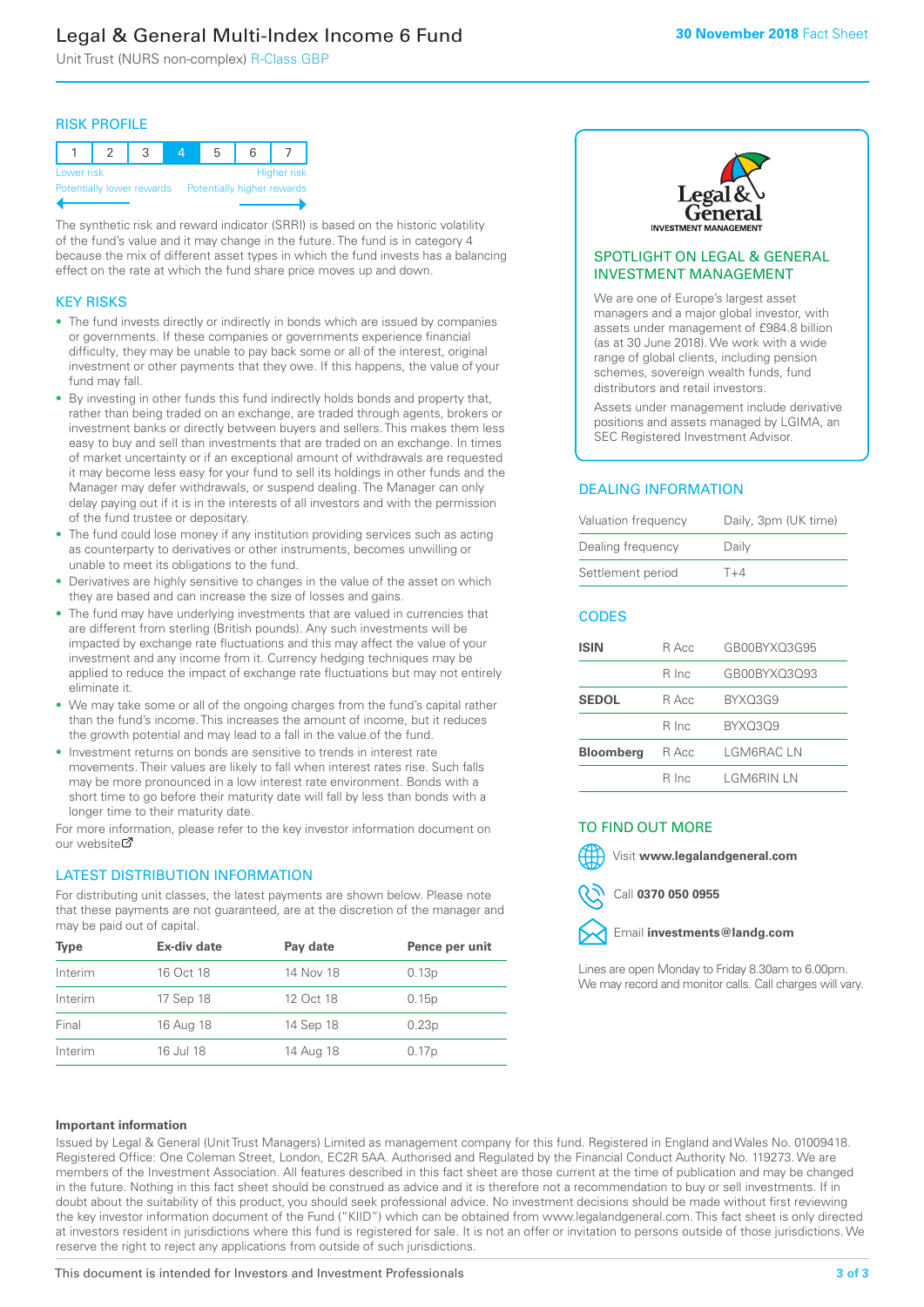# Legal & General Multi-Index Income 6 Fund

Unit Trust (NURS non-complex) R-Class GBP

30 November 2018 Fact Sheet

## RISK PROFILE

| 1 | 2 | 3 | 4 | 5 | 6 | 7 |
|---|---|---|---|---|---|---|

Lower risk — Higher risk

Potentially lower rewards — Potentially higher rewards

The synthetic risk and reward indicator (SRRI) is based on the historic volatility of the fund's value and it may change in the future. The fund is in category 4 because the mix of different asset types in which the fund invests has a balancing effect on the rate at which the fund share price moves up and down.

## KEY RISKS

- The fund invests directly or indirectly in bonds which are issued by companies or governments. If these companies or governments experience financial difficulty, they may be unable to pay back some or all of the interest, original investment or other payments that they owe. If this happens, the value of your fund may fall.
- By investing in other funds this fund indirectly holds bonds and property that, rather than being traded on an exchange, are traded through agents, brokers or investment banks or directly between buyers and sellers. This makes them less easy to buy and sell than investments that are traded on an exchange. In times of market uncertainty or if an exceptional amount of withdrawals are requested it may become less easy for your fund to sell its holdings in other funds and the Manager may defer withdrawals, or suspend dealing. The Manager can only delay paying out if it is in the interests of all investors and with the permission of the fund trustee or depositary.
- The fund could lose money if any institution providing services such as acting as counterparty to derivatives or other instruments, becomes unwilling or unable to meet its obligations to the fund.
- Derivatives are highly sensitive to changes in the value of the asset on which they are based and can increase the size of losses and gains.
- The fund may have underlying investments that are valued in currencies that are different from sterling (British pounds). Any such investments will be impacted by exchange rate fluctuations and this may affect the value of your investment and any income from it. Currency hedging techniques may be applied to reduce the impact of exchange rate fluctuations but may not entirely eliminate it.
- We may take some or all of the ongoing charges from the fund's capital rather than the fund's income. This increases the amount of income, but it reduces the growth potential and may lead to a fall in the value of the fund.
- Investment returns on bonds are sensitive to trends in interest rate movements. Their values are likely to fall when interest rates rise. Such falls may be more pronounced in a low interest rate environment. Bonds with a short time to go before their maturity date will fall by less than bonds with a longer time to their maturity date.

For more information, please refer to the key investor information document on our website

## LATEST DISTRIBUTION INFORMATION

For distributing unit classes, the latest payments are shown below. Please note that these payments are not guaranteed, are at the discretion of the manager and may be paid out of capital.

| Type | Ex-div date | Pay date | Pence per unit |
|---|---|---|---|
| Interim | 16 Oct 18 | 14 Nov 18 | 0.13p |
| Interim | 17 Sep 18 | 12 Oct 18 | 0.15p |
| Final | 16 Aug 18 | 14 Sep 18 | 0.23p |
| Interim | 16 Jul 18 | 14 Aug 18 | 0.17p |

## SPOTLIGHT ON LEGAL & GENERAL INVESTMENT MANAGEMENT

We are one of Europe's largest asset managers and a major global investor, with assets under management of £984.8 billion (as at 30 June 2018). We work with a wide range of global clients, including pension schemes, sovereign wealth funds, fund distributors and retail investors.

Assets under management include derivative positions and assets managed by LGIMA, an SEC Registered Investment Advisor.

## DEALING INFORMATION

| | |
|---|---|
| Valuation frequency | Daily, 3pm (UK time) |
| Dealing frequency | Daily |
| Settlement period | T+4 |

## CODES

| | | |
|---|---|---|
| **ISIN** | R Acc | GB00BYXQ3G95 |
| | R Inc | GB00BYXQ3Q93 |
| **SEDOL** | R Acc | BYXQ3G9 |
| | R Inc | BYXQ3Q9 |
| **Bloomberg** | R Acc | LGM6RAC LN |
| | R Inc | LGM6RIN LN |

## TO FIND OUT MORE

Visit **www.legalandgeneral.com**

Call **0370 050 0955**

Email **investments@landg.com**

Lines are open Monday to Friday 8.30am to 6.00pm. We may record and monitor calls. Call charges will vary.

**Important information**

Issued by Legal & General (Unit Trust Managers) Limited as management company for this fund. Registered in England and Wales No. 01009418. Registered Office: One Coleman Street, London, EC2R 5AA. Authorised and Regulated by the Financial Conduct Authority No. 119273. We are members of the Investment Association. All features described in this fact sheet are those current at the time of publication and may be changed in the future. Nothing in this fact sheet should be construed as advice and it is therefore not a recommendation to buy or sell investments. If in doubt about the suitability of this product, you should seek professional advice. No investment decisions should be made without first reviewing the key investor information document of the Fund ("KIID") which can be obtained from www.legalandgeneral.com. This fact sheet is only directed at investors resident in jurisdictions where this fund is registered for sale. It is not an offer or invitation to persons outside of those jurisdictions. We reserve the right to reject any applications from outside of such jurisdictions.

This document is intended for Investors and Investment Professionals